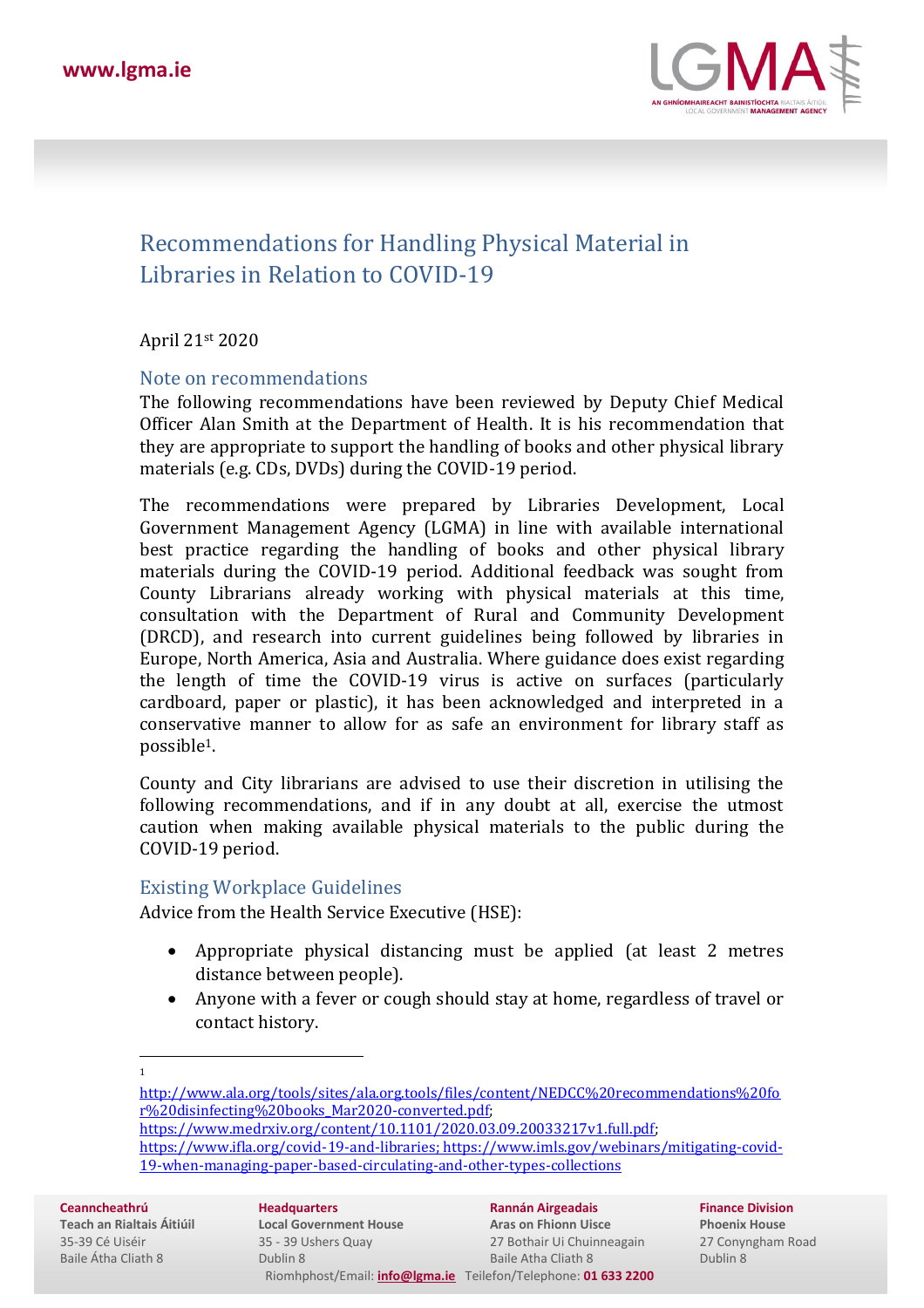# Recommendations for Handling Physical Material in Libraries in Relation to COVID-19

April 21st 2020

## Note on recommendations

The following recommendations have been reviewed by Deputy Chief Medical Officer Alan Smith at the Department of Health. It is his recommendation that they are appropriate to support the handling of books and other physical library materials (e.g. CDs, DVDs) during the COVID-19 period.

The recommendations were prepared by Libraries Development, Local Government Management Agency (LGMA) in line with available international best practice regarding the handling of books and other physical library materials during the COVID-19 period. Additional feedback was sought from County Librarians already working with physical materials at this time, consultation with the Department of Rural and Community Development (DRCD), and research into current guidelines being followed by libraries in Europe, North America, Asia and Australia. Where guidance does exist regarding the length of time the COVID-19 virus is active on surfaces (particularly cardboard, paper or plastic), it has been acknowledged and interpreted in a conservative manner to allow for as safe an environment for library staff as possible[1].

County and City librarians are advised to use their discretion in utilising the following recommendations, and if in any doubt at all, exercise the utmost caution when making available physical materials to the public during the COVID-19 period.

## Existing Workplace Guidelines

Advice from the Health Service Executive (HSE):

- Appropriate physical distancing must be applied (at least 2 metres distance between people).
- Anyone with a fever or cough should stay at home, regardless of travel or contact history.

---

[1] http://www.ala.org/tools/sites/ala.org.tools/files/content/NEDCC%20recommendations%20for%20disinfecting%20books_Mar2020-converted.pdf; https://www.medrxiv.org/content/10.1101/2020.03.09.20033217v1.full.pdf; https://www.ifla.org/covid-19-and-libraries; https://www.imls.gov/webinars/mitigating-covid-19-when-managing-paper-based-circulating-and-other-types-collections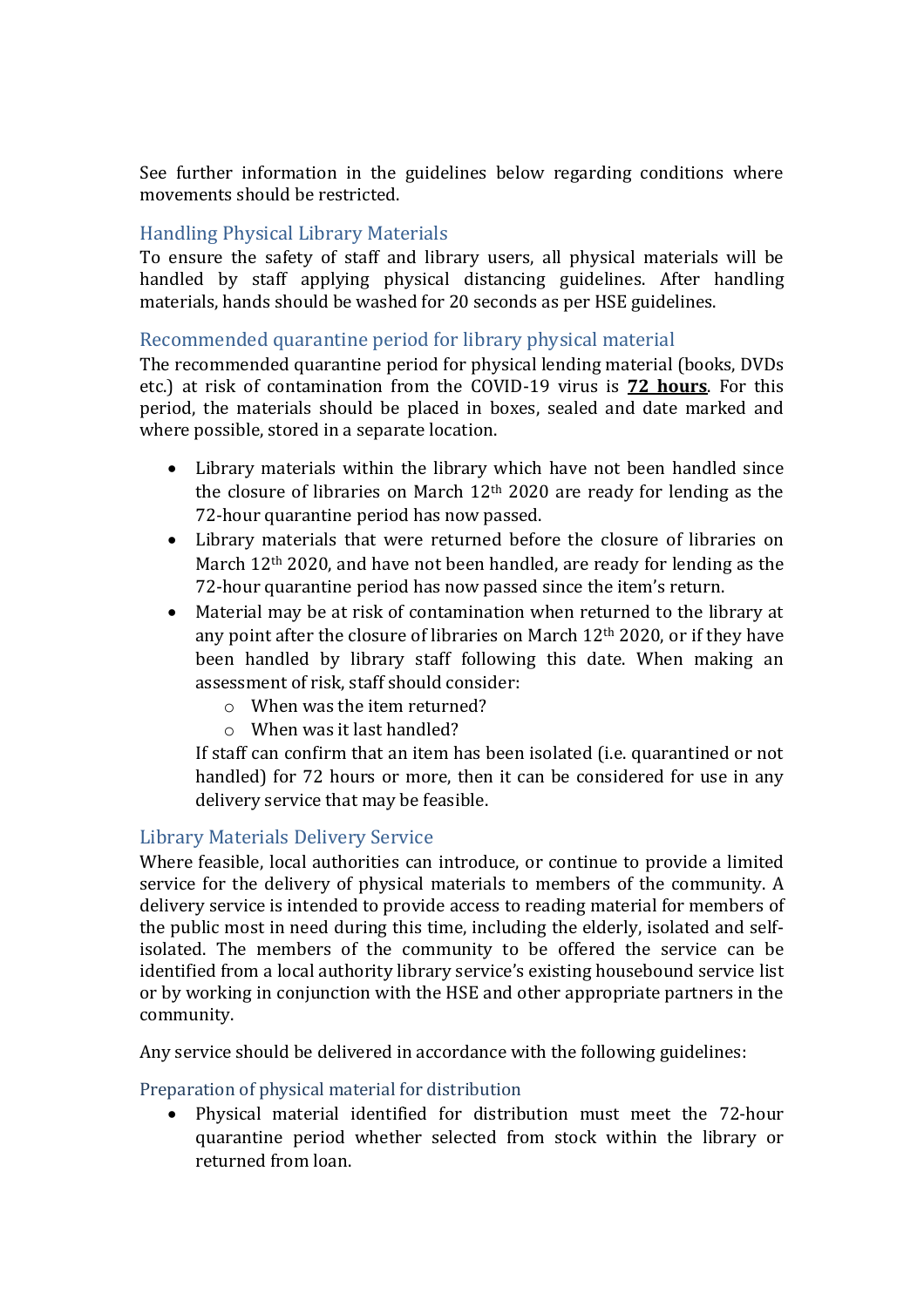See further information in the guidelines below regarding conditions where movements should be restricted.

## Handling Physical Library Materials

To ensure the safety of staff and library users, all physical materials will be handled by staff applying physical distancing guidelines. After handling materials, hands should be washed for 20 seconds as per HSE guidelines.

## Recommended quarantine period for library physical material

The recommended quarantine period for physical lending material (books, DVDs etc.) at risk of contamination from the COVID-19 virus is **72 hours**. For this period, the materials should be placed in boxes, sealed and date marked and where possible, stored in a separate location.

- Library materials within the library which have not been handled since the closure of libraries on March 12th 2020 are ready for lending as the 72-hour quarantine period has now passed.
- Library materials that were returned before the closure of libraries on March 12th 2020, and have not been handled, are ready for lending as the 72-hour quarantine period has now passed since the item's return.
- Material may be at risk of contamination when returned to the library at any point after the closure of libraries on March 12th 2020, or if they have been handled by library staff following this date. When making an assessment of risk, staff should consider:
    - When was the item returned?
    - When was it last handled?

  If staff can confirm that an item has been isolated (i.e. quarantined or not handled) for 72 hours or more, then it can be considered for use in any delivery service that may be feasible.

## Library Materials Delivery Service

Where feasible, local authorities can introduce, or continue to provide a limited service for the delivery of physical materials to members of the community. A delivery service is intended to provide access to reading material for members of the public most in need during this time, including the elderly, isolated and self-isolated. The members of the community to be offered the service can be identified from a local authority library service's existing housebound service list or by working in conjunction with the HSE and other appropriate partners in the community.

Any service should be delivered in accordance with the following guidelines:

### Preparation of physical material for distribution

- Physical material identified for distribution must meet the 72-hour quarantine period whether selected from stock within the library or returned from loan.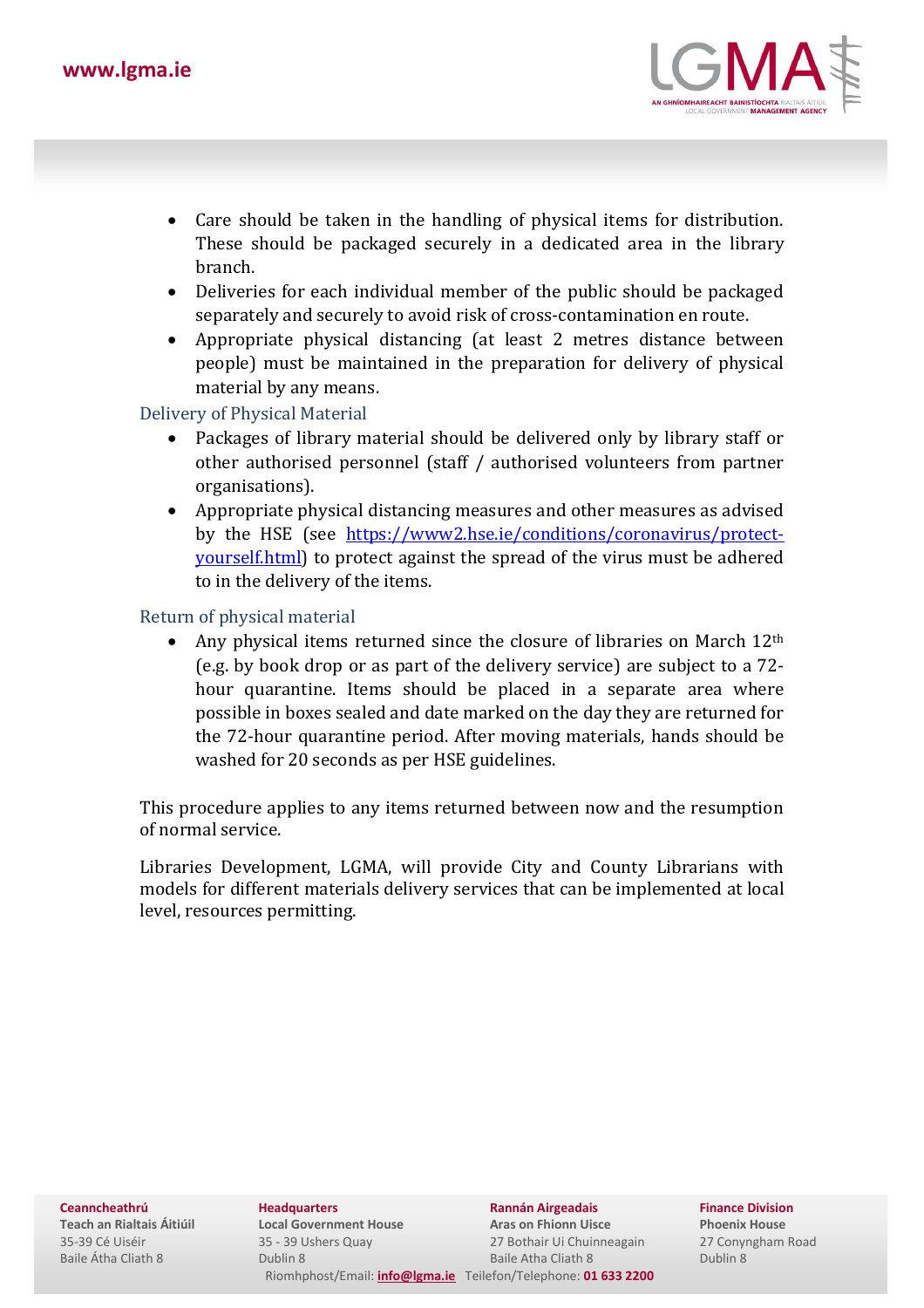- Care should be taken in the handling of physical items for distribution. These should be packaged securely in a dedicated area in the library branch.
- Deliveries for each individual member of the public should be packaged separately and securely to avoid risk of cross-contamination en route.
- Appropriate physical distancing (at least 2 metres distance between people) must be maintained in the preparation for delivery of physical material by any means.

### Delivery of Physical Material

- Packages of library material should be delivered only by library staff or other authorised personnel (staff / authorised volunteers from partner organisations).
- Appropriate physical distancing measures and other measures as advised by the HSE (see [https://www2.hse.ie/conditions/coronavirus/protect-yourself.html](https://www2.hse.ie/conditions/coronavirus/protect-yourself.html)) to protect against the spread of the virus must be adhered to in the delivery of the items.

### Return of physical material

- Any physical items returned since the closure of libraries on March 12th (e.g. by book drop or as part of the delivery service) are subject to a 72-hour quarantine. Items should be placed in a separate area where possible in boxes sealed and date marked on the day they are returned for the 72-hour quarantine period. After moving materials, hands should be washed for 20 seconds as per HSE guidelines.

This procedure applies to any items returned between now and the resumption of normal service.

Libraries Development, LGMA, will provide City and County Librarians with models for different materials delivery services that can be implemented at local level, resources permitting.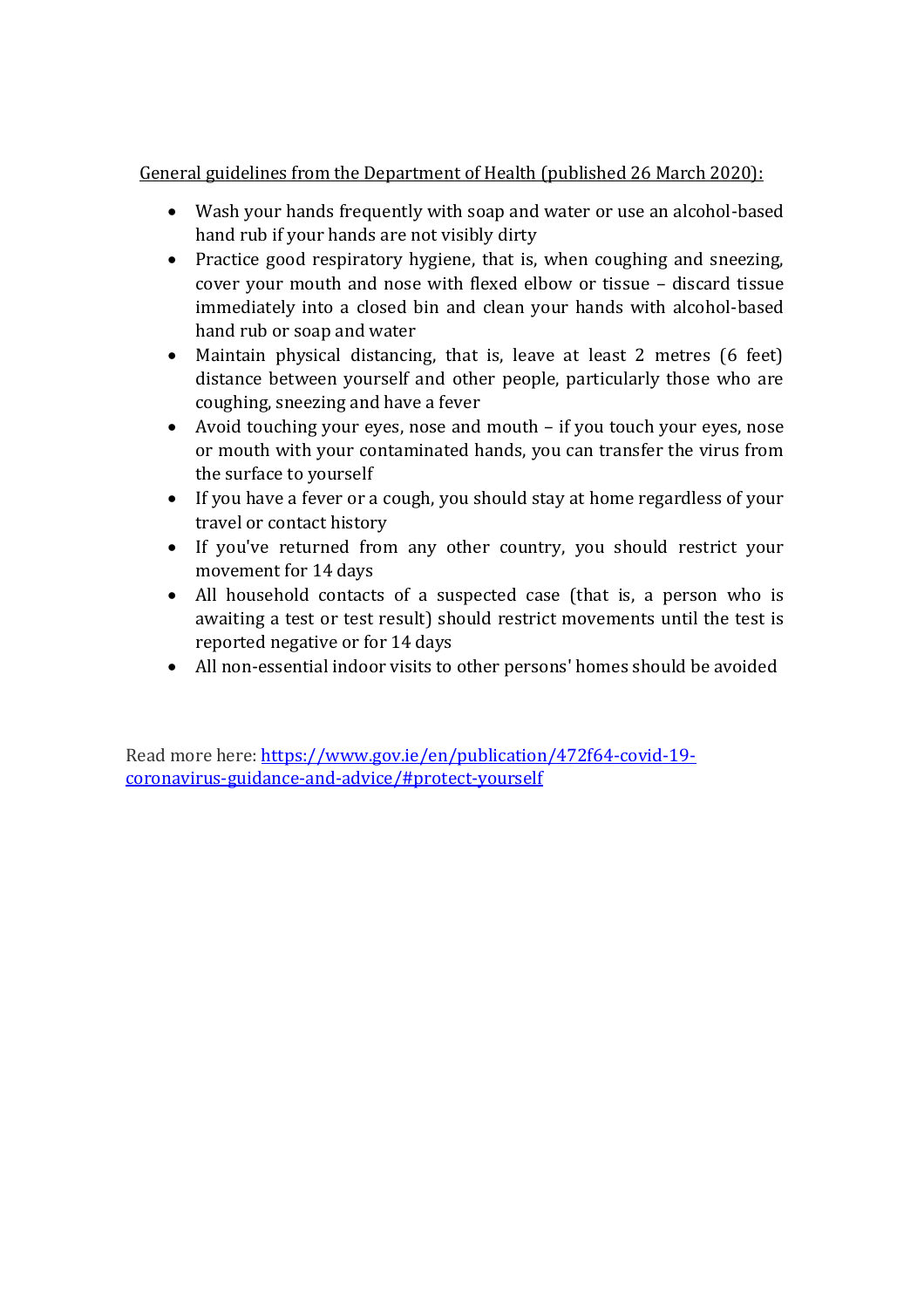General guidelines from the Department of Health (published 26 March 2020):

- Wash your hands frequently with soap and water or use an alcohol-based hand rub if your hands are not visibly dirty
- Practice good respiratory hygiene, that is, when coughing and sneezing, cover your mouth and nose with flexed elbow or tissue – discard tissue immediately into a closed bin and clean your hands with alcohol-based hand rub or soap and water
- Maintain physical distancing, that is, leave at least 2 metres (6 feet) distance between yourself and other people, particularly those who are coughing, sneezing and have a fever
- Avoid touching your eyes, nose and mouth – if you touch your eyes, nose or mouth with your contaminated hands, you can transfer the virus from the surface to yourself
- If you have a fever or a cough, you should stay at home regardless of your travel or contact history
- If you've returned from any other country, you should restrict your movement for 14 days
- All household contacts of a suspected case (that is, a person who is awaiting a test or test result) should restrict movements until the test is reported negative or for 14 days
- All non-essential indoor visits to other persons' homes should be avoided

Read more here: [https://www.gov.ie/en/publication/472f64-covid-19-coronavirus-guidance-and-advice/#protect-yourself](https://www.gov.ie/en/publication/472f64-covid-19-coronavirus-guidance-and-advice/#protect-yourself)